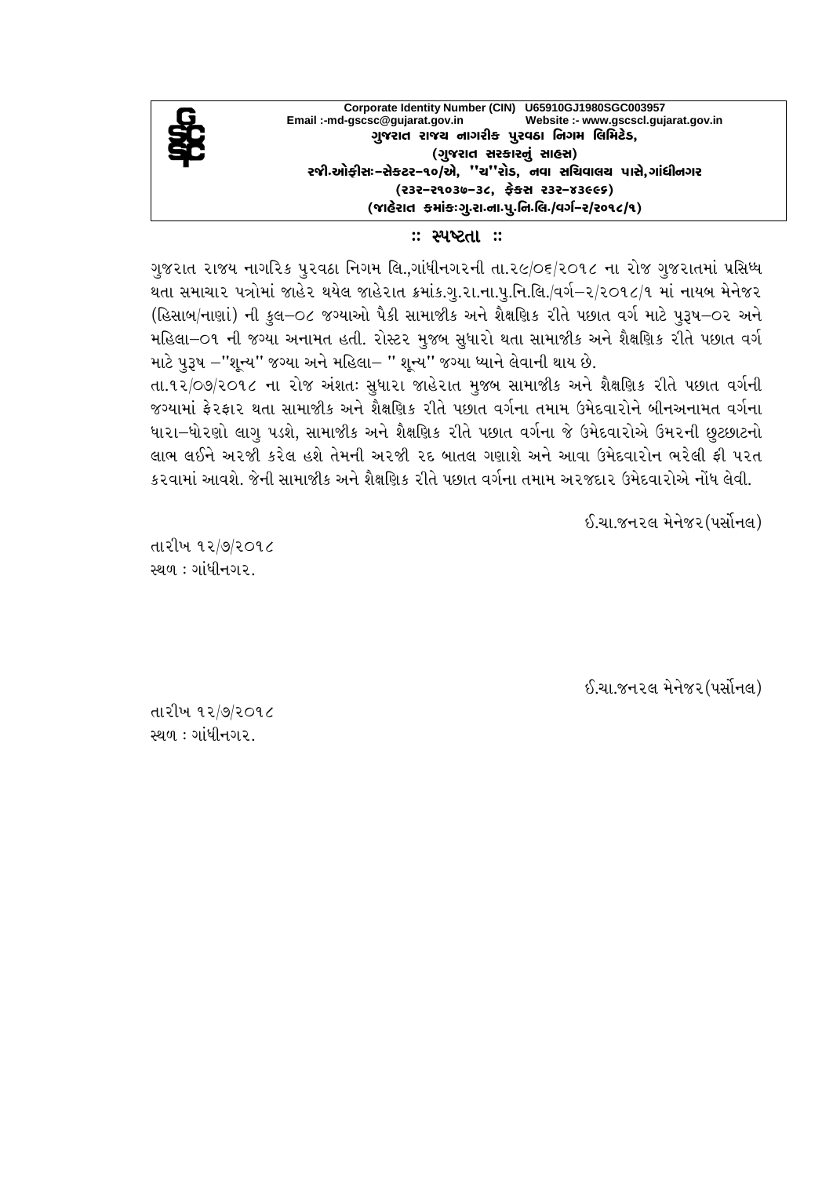Corporate Identity Number (CIN) U65910GJ1980SGC003957
Email :-md-gscsc@gujarat.gov.in Website :- www.gscscl.gujarat.gov.in

**ગુજરાત રાજ્ય નાગરીક પુરવઠા નિગમ લિમિટેડ,**
**(ગુજરાત સરકારનું સાહસ)**
**રજી.ઓફીસઃ–સેકટર–૧૦/એ, "ચ"રોડ, નવા સચિવાલય પાસે,ગાંધીનગર**
**(૨૩૨–૨૧૦૩૭–૩૮, ફેકસ ૨૩૨–૪૩૯૯૬)**
**(જાહેરાત ક્રમાંકઃગુ.રા.ના.પુ.નિ.લિ./વર્ગ–૨/૨૦૧૮/૧)**

## :: સ્પષ્ટતા ::

ગુજરાત રાજય નાગરિક પુરવઠા નિગમ લિ.,ગાંધીનગરની તા.૨૯/૦૬/૨૦૧૮ ના રોજ ગુજરાતમાં પ્રસિધ્ધ થતા સમાચાર પત્રોમાં જાહેર થયેલ જાહેરાત ક્રમાંક.ગુ.રા.ના.પુ.નિ.લિ./વર્ગ–૨/૨૦૧૮/૧ માં નાયબ મેનેજર (હિસાબ/નાણાં) ની કુલ–૦૮ જગ્યાઓ પૈકી સામાજીક અને શૈક્ષણિક રીતે પછાત વર્ગ માટે પુરૂષ–૦૨ અને મહિલા–૦૧ ની જગ્યા અનામત હતી. રોસ્ટર મુજબ સુધારો થતા સામાજીક અને શૈક્ષણિક રીતે પછાત વર્ગ માટે પુરૂષ –"શૂન્ય" જગ્યા અને મહિલા– " શૂન્ય" જગ્યા ધ્યાને લેવાની થાય છે.

તા.૧૨/૦૭/૨૦૧૮ ના રોજ અંશતઃ સુધારા જાહેરાત મુજબ સામાજીક અને શૈક્ષણિક રીતે પછાત વર્ગની જગ્યામાં ફેરફાર થતા સામાજીક અને શૈક્ષણિક રીતે પછાત વર્ગના તમામ ઉમેદવારોને બીનઅનામત વર્ગના ધારા–ધોરણો લાગુ પડશે, સામાજીક અને શૈક્ષણિક રીતે પછાત વર્ગના જે ઉમેદવારોએ ઉમરની છુટછાટનો લાભ લઈને અરજી કરેલ હશે તેમની અરજી રદ બાતલ ગણાશે અને આવા ઉમેદવારોન ભરેલી ફી પરત કરવામાં આવશે. જેની સામાજીક અને શૈક્ષણિક રીતે પછાત વર્ગના તમામ અરજદાર ઉમેદવારોએ નોંધ લેવી.

ઈ.ચા.જનરલ મેનેજર(પર્સોનલ)

તારીખ ૧૨/૭/૨૦૧૮
સ્થળ : ગાંધીનગર.

ઈ.ચા.જનરલ મેનેજર(પર્સોનલ)

તારીખ ૧૨/૭/૨૦૧૮
સ્થળ : ગાંધીનગર.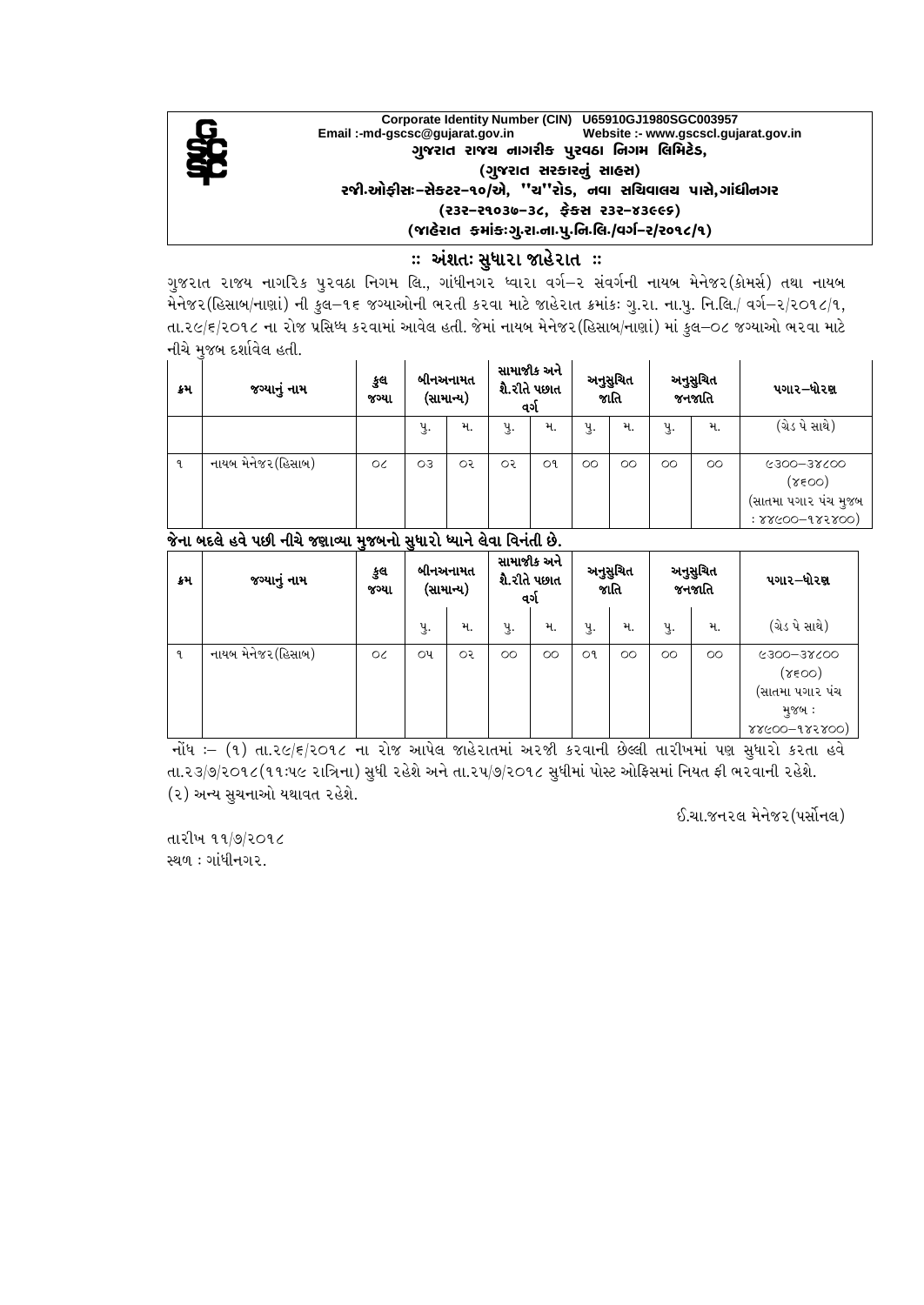**Corporate Identity Number (CIN) U65910GJ1980SGC003957**
**Email :-md-gscsc@gujarat.gov.in Website :- www.gscscl.gujarat.gov.in**

**ગુજરાત રાજય નાગરીક પુરવઠા નિગમ લિમિટેડ,**
**(ગુજરાત સરકારનું સાહસ)**
**રજી.ઓફીસઃ–સેકટર–૧૦/એ, "ચ"રોડ, નવા સચિવાલય પાસે,ગાંધીનગર**
**(૨૩૨–૨૧૦૩૭–૩૮, ફેકસ ૨૩૨–૪૩૯૯૬)**
**(જાહેરાત ક્રમાંકઃગુ.રા.ના.પુ.નિ.લિ./વર્ગ–૨/૨૦૧૮/૧)**

## :: અંશતઃ સુધારા જાહેરાત ::

ગુજરાત રાજય નાગરિક પુરવઠા નિગમ લિ., ગાંધીનગર ધ્વારા વર્ગ–૨ સંવર્ગની નાયબ મેનેજર(કોમર્સ) તથા નાયબ મેનેજર(હિસાબ/નાણાં) ની કુલ–૧૬ જગ્યાઓની ભરતી કરવા માટે જાહેરાત ક્રમાંકઃ ગુ.રા. ના.પુ. નિ.લિ./ વર્ગ–૨/૨૦૧૮/૧, તા.૨૯/૬/૨૦૧૮ ના રોજ પ્રસિધ્ધ કરવામાં આવેલ હતી. જેમાં નાયબ મેનેજર(હિસાબ/નાણાં) માં કુલ–૦૮ જગ્યાઓ ભરવા માટે નીચે મુજબ દર્શાવેલ હતી.

| ક્રમ | જગ્યાનું નામ | કુલ જગ્યા | બીનઅનામત (સામાન્ય) | | સામાજીક અને શૈ.રીતે પછાત વર્ગ | | અનુસુચિત જાતિ | | અનુસુચિત જનજાતિ | | પગાર–ધોરણ |
|---|---|---|---|---|---|---|---|---|---|---|---|
| | | | પુ. | મ. | પુ. | મ. | પુ. | મ. | પુ. | મ. | (ગ્રેડ પે સાથે) |
| ૧ | નાયબ મેનેજર(હિસાબ) | ૦૮ | ૦૩ | ૦૨ | ૦૨ | ૦૧ | ૦૦ | ૦૦ | ૦૦ | ૦૦ | ૯૩૦૦–૩૪૮૦૦ (૪૬૦૦) (સાતમા પગાર પંચ મુજબ : ૪૪૯૦૦–૧૪૨૪૦૦) |

**જેના બદલે હવે પછી નીચે જણાવ્યા મુજબનો સુધારો ધ્યાને લેવા વિનંતી છે.**

| ક્રમ | જગ્યાનું નામ | કુલ જગ્યા | બીનઅનામત (સામાન્ય) | | સામાજીક અને શૈ.રીતે પછાત વર્ગ | | અનુસુચિત જાતિ | | અનુસુચિત જનજાતિ | | પગાર–ધોરણ |
|---|---|---|---|---|---|---|---|---|---|---|---|
| | | | પુ. | મ. | પુ. | મ. | પુ. | મ. | પુ. | મ. | (ગ્રેડ પે સાથે) |
| ૧ | નાયબ મેનેજર(હિસાબ) | ૦૮ | ૦૫ | ૦૨ | ૦૦ | ૦૦ | ૦૧ | ૦૦ | ૦૦ | ૦૦ | ૯૩૦૦–૩૪૮૦૦ (૪૬૦૦) (સાતમા પગાર પંચ મુજબ : ૪૪૯૦૦–૧૪૨૪૦૦) |

નોંધ :– (૧) તા.૨૯/૬/૨૦૧૮ ના રોજ આપેલ જાહેરાતમાં અરજી કરવાની છેલ્લી તારીખમાં પણ સુધારો કરતા હવે તા.૨૩/૭/૨૦૧૮(૧૧:૫૯ રાત્રિના) સુધી રહેશે અને તા.૨૫/૭/૨૦૧૮ સુધીમાં પોસ્ટ ઓફિસમાં નિયત ફી ભરવાની રહેશે.
(૨) અન્ય સુચનાઓ યથાવત રહેશે.

ઈ.ચા.જનરલ મેનેજર(પર્સોનલ)

તારીખ ૧૧/૭/૨૦૧૮
સ્થળ : ગાંધીનગર.